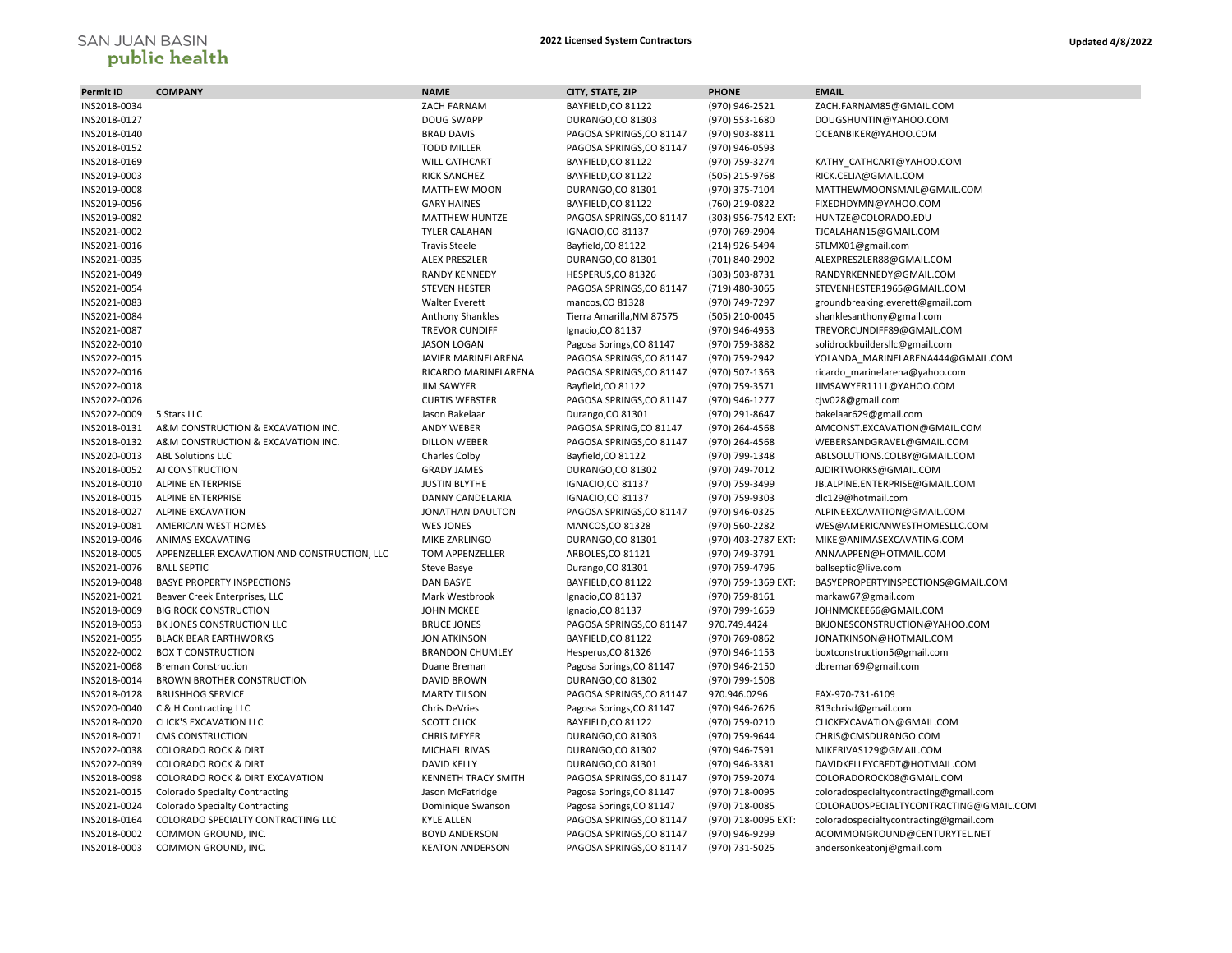SAN JUAN BASIN
public health

**2022 Licensed System Contractors**

**Updated 4/8/2022**

| Permit ID | COMPANY | NAME | CITY, STATE, ZIP | PHONE | EMAIL |
|---|---|---|---|---|---|
| INS2018-0034 | | ZACH FARNAM | BAYFIELD,CO 81122 | (970) 946-2521 | ZACH.FARNAM85@GMAIL.COM |
| INS2018-0127 | | DOUG SWAPP | DURANGO,CO 81303 | (970) 553-1680 | DOUGSHUNTIN@YAHOO.COM |
| INS2018-0140 | | BRAD DAVIS | PAGOSA SPRINGS,CO 81147 | (970) 903-8811 | OCEANBIKER@YAHOO.COM |
| INS2018-0152 | | TODD MILLER | PAGOSA SPRINGS,CO 81147 | (970) 946-0593 | |
| INS2018-0169 | | WILL CATHCART | BAYFIELD,CO 81122 | (970) 759-3274 | KATHY_CATHCART@YAHOO.COM |
| INS2019-0003 | | RICK SANCHEZ | BAYFIELD,CO 81122 | (505) 215-9768 | RICK.CELIA@GMAIL.COM |
| INS2019-0008 | | MATTHEW MOON | DURANGO,CO 81301 | (970) 375-7104 | MATTHEWMOONSMAIL@GMAIL.COM |
| INS2019-0056 | | GARY HAINES | BAYFIELD,CO 81122 | (760) 219-0822 | FIXEDHDYMN@YAHOO.COM |
| INS2019-0082 | | MATTHEW HUNTZE | PAGOSA SPRINGS,CO 81147 | (303) 956-7542 EXT: | HUNTZE@COLORADO.EDU |
| INS2021-0002 | | TYLER CALAHAN | IGNACIO,CO 81137 | (970) 769-2904 | TJCALAHAN15@GMAIL.COM |
| INS2021-0016 | | Travis Steele | Bayfield,CO 81122 | (214) 926-5494 | STLMX01@gmail.com |
| INS2021-0035 | | ALEX PRESZLER | DURANGO,CO 81301 | (701) 840-2902 | ALEXPRESZLER88@GMAIL.COM |
| INS2021-0049 | | RANDY KENNEDY | HESPERUS,CO 81326 | (303) 503-8731 | RANDYRKENNEDY@GMAIL.COM |
| INS2021-0054 | | STEVEN HESTER | PAGOSA SPRINGS,CO 81147 | (719) 480-3065 | STEVENHESTER1965@GMAIL.COM |
| INS2021-0083 | | Walter Everett | mancos,CO 81328 | (970) 749-7297 | groundbreaking.everett@gmail.com |
| INS2021-0084 | | Anthony Shankles | Tierra Amarilla,NM 87575 | (505) 210-0045 | shanklesanthony@gmail.com |
| INS2021-0087 | | TREVOR CUNDIFF | Ignacio,CO 81137 | (970) 946-4953 | TREVORCUNDIFF89@GMAIL.COM |
| INS2022-0010 | | JASON LOGAN | Pagosa Springs,CO 81147 | (970) 759-3882 | solidrockbuildersllc@gmail.com |
| INS2022-0015 | | JAVIER MARINELARENA | PAGOSA SPRINGS,CO 81147 | (970) 759-2942 | YOLANDA_MARINELARENA444@GMAIL.COM |
| INS2022-0016 | | RICARDO MARINELARENA | PAGOSA SPRINGS,CO 81147 | (970) 507-1363 | ricardo_marinelarena@yahoo.com |
| INS2022-0018 | | JIM SAWYER | Bayfield,CO 81122 | (970) 759-3571 | JIMSAWYER1111@YAHOO.COM |
| INS2022-0026 | | CURTIS WEBSTER | PAGOSA SPRINGS,CO 81147 | (970) 946-1277 | cjw028@gmail.com |
| INS2022-0009 | 5 Stars LLC | Jason Bakelaar | Durango,CO 81301 | (970) 291-8647 | bakelaar629@gmail.com |
| INS2018-0131 | A&M CONSTRUCTION & EXCAVATION INC. | ANDY WEBER | PAGOSA SPRING,CO 81147 | (970) 264-4568 | AMCONST.EXCAVATION@GMAIL.COM |
| INS2018-0132 | A&M CONSTRUCTION & EXCAVATION INC. | DILLON WEBER | PAGOSA SPRINGS,CO 81147 | (970) 264-4568 | WEBERSANDGRAVEL@GMAIL.COM |
| INS2020-0013 | ABL Solutions LLC | Charles Colby | Bayfield,CO 81122 | (970) 799-1348 | ABLSOLUTIONS.COLBY@GMAIL.COM |
| INS2018-0052 | AJ CONSTRUCTION | GRADY JAMES | DURANGO,CO 81302 | (970) 749-7012 | AJDIRTWORKS@GMAIL.COM |
| INS2018-0010 | ALPINE ENTERPRISE | JUSTIN BLYTHE | IGNACIO,CO 81137 | (970) 759-3499 | JB.ALPINE.ENTERPRISE@GMAIL.COM |
| INS2018-0015 | ALPINE ENTERPRISE | DANNY CANDELARIA | IGNACIO,CO 81137 | (970) 759-9303 | dlc129@hotmail.com |
| INS2018-0027 | ALPINE EXCAVATION | JONATHAN DAULTON | PAGOSA SPRINGS,CO 81147 | (970) 946-0325 | ALPINEEXCAVATION@GMAIL.COM |
| INS2019-0081 | AMERICAN WEST HOMES | WES JONES | MANCOS,CO 81328 | (970) 560-2282 | WES@AMERICANWESTHOMESLLC.COM |
| INS2019-0046 | ANIMAS EXCAVATING | MIKE ZARLINGO | DURANGO,CO 81301 | (970) 403-2787 EXT: | MIKE@ANIMASEXCAVATING.COM |
| INS2018-0005 | APPENZELLER EXCAVATION AND CONSTRUCTION, LLC | TOM APPENZELLER | ARBOLES,CO 81121 | (970) 749-3791 | ANNAAPPEN@HOTMAIL.COM |
| INS2021-0076 | BALL SEPTIC | Steve Basye | Durango,CO 81301 | (970) 759-4796 | ballseptic@live.com |
| INS2019-0048 | BASYE PROPERTY INSPECTIONS | DAN BASYE | BAYFIELD,CO 81122 | (970) 759-1369 EXT: | BASYEPROPERTYINSPECTIONS@GMAIL.COM |
| INS2021-0021 | Beaver Creek Enterprises, LLC | Mark Westbrook | Ignacio,CO 81137 | (970) 759-8161 | markaw67@gmail.com |
| INS2018-0069 | BIG ROCK CONSTRUCTION | JOHN MCKEE | Ignacio,CO 81137 | (970) 799-1659 | JOHNMCKEE66@GMAIL.COM |
| INS2018-0053 | BK JONES CONSTRUCTION LLC | BRUCE JONES | PAGOSA SPRINGS,CO 81147 | 970.749.4424 | BKJONESCONSTRUCTION@YAHOO.COM |
| INS2021-0055 | BLACK BEAR EARTHWORKS | JON ATKINSON | BAYFIELD,CO 81122 | (970) 769-0862 | JONATKINSON@HOTMAIL.COM |
| INS2022-0002 | BOX T CONSTRUCTION | BRANDON CHUMLEY | Hesperus,CO 81326 | (970) 946-1153 | boxtconstruction5@gmail.com |
| INS2021-0068 | Breman Construction | Duane Breman | Pagosa Springs,CO 81147 | (970) 946-2150 | dbreman69@gmail.com |
| INS2018-0014 | BROWN BROTHER CONSTRUCTION | DAVID BROWN | DURANGO,CO 81302 | (970) 799-1508 | |
| INS2018-0128 | BRUSHHOG SERVICE | MARTY TILSON | PAGOSA SPRINGS,CO 81147 | 970.946.0296 | FAX-970-731-6109 |
| INS2020-0040 | C & H Contracting LLC | Chris DeVries | Pagosa Springs,CO 81147 | (970) 946-2626 | 813chrisd@gmail.com |
| INS2018-0020 | CLICK'S EXCAVATION LLC | SCOTT CLICK | BAYFIELD,CO 81122 | (970) 759-0210 | CLICKEXCAVATION@GMAIL.COM |
| INS2018-0071 | CMS CONSTRUCTION | CHRIS MEYER | DURANGO,CO 81303 | (970) 759-9644 | CHRIS@CMSDURANGO.COM |
| INS2022-0038 | COLORADO ROCK & DIRT | MICHAEL RIVAS | DURANGO,CO 81302 | (970) 946-7591 | MIKERIVAS129@GMAIL.COM |
| INS2022-0039 | COLORADO ROCK & DIRT | DAVID KELLY | DURANGO,CO 81301 | (970) 946-3381 | DAVIDKELLEYCBFDT@HOTMAIL.COM |
| INS2018-0098 | COLORADO ROCK & DIRT EXCAVATION | KENNETH TRACY SMITH | PAGOSA SPRINGS,CO 81147 | (970) 759-2074 | COLORADOROCK08@GMAIL.COM |
| INS2021-0015 | Colorado Specialty Contracting | Jason McFatridge | Pagosa Springs,CO 81147 | (970) 718-0095 | coloradospecialtycontracting@gmail.com |
| INS2021-0024 | Colorado Specialty Contracting | Dominique Swanson | Pagosa Springs,CO 81147 | (970) 718-0085 | COLORADOSPECIALTYCONTRACTING@GMAIL.COM |
| INS2018-0164 | COLORADO SPECIALTY CONTRACTING LLC | KYLE ALLEN | PAGOSA SPRINGS,CO 81147 | (970) 718-0095 EXT: | coloradospecialtycontracting@gmail.com |
| INS2018-0002 | COMMON GROUND, INC. | BOYD ANDERSON | PAGOSA SPRINGS,CO 81147 | (970) 946-9299 | ACOMMONGROUND@CENTURYTEL.NET |
| INS2018-0003 | COMMON GROUND, INC. | KEATON ANDERSON | PAGOSA SPRINGS,CO 81147 | (970) 731-5025 | andersonkeatonj@gmail.com |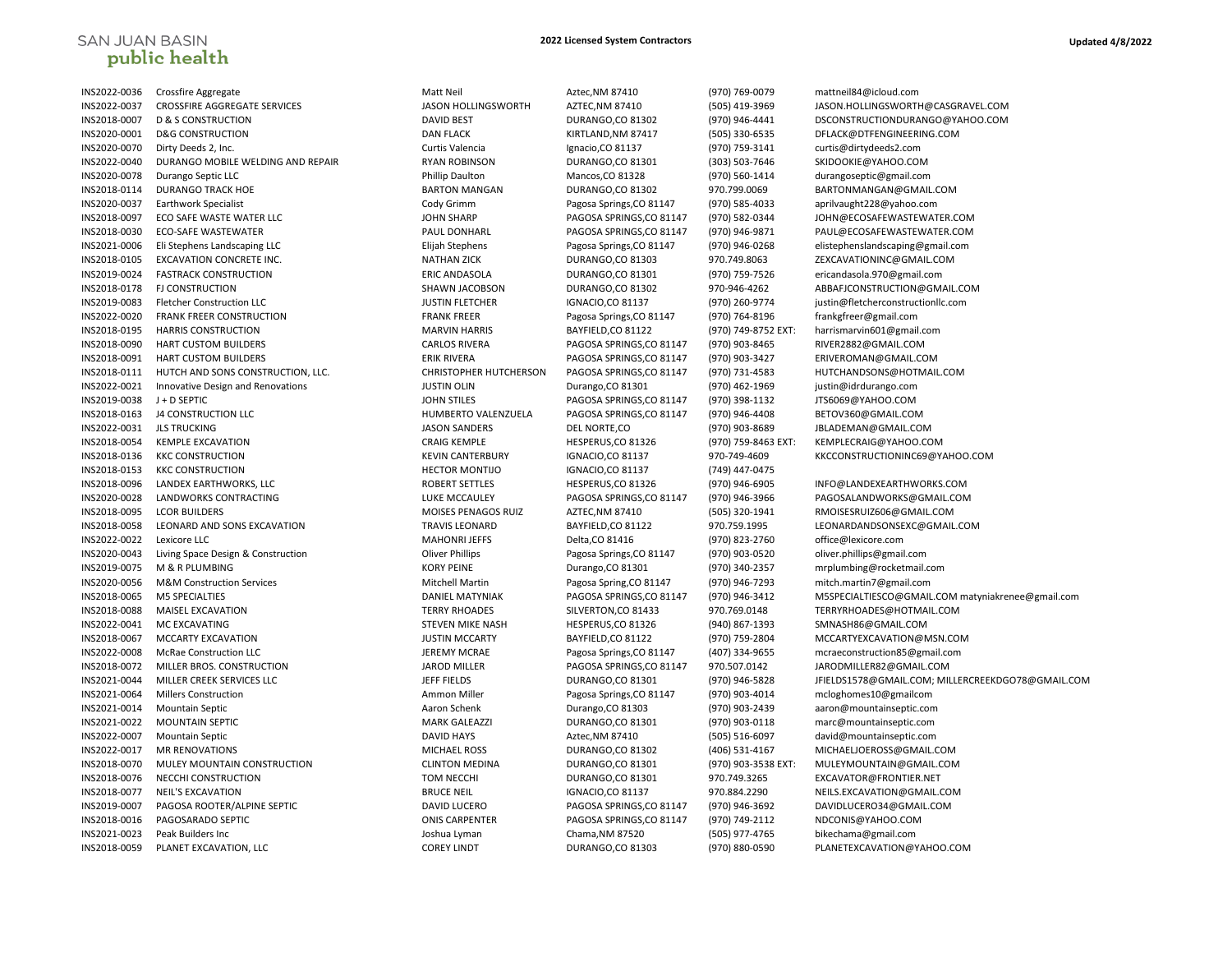| | | | | | |
|---|---|---|---|---|---|
| INS2022-0036 | Crossfire Aggregate | Matt Neil | Aztec,NM 87410 | (970) 769-0079 | mattneil84@icloud.com |
| INS2022-0037 | CROSSFIRE AGGREGATE SERVICES | JASON HOLLINGSWORTH | AZTEC,NM 87410 | (505) 419-3969 | JASON.HOLLINGSWORTH@CASGRAVEL.COM |
| INS2018-0007 | D & S CONSTRUCTION | DAVID BEST | DURANGO,CO 81302 | (970) 946-4441 | DSCONSTRUCTIONDURANGO@YAHOO.COM |
| INS2020-0001 | D&G CONSTRUCTION | DAN FLACK | KIRTLAND,NM 87417 | (505) 330-6535 | DFLACK@DTFENGINEERING.COM |
| INS2020-0070 | Dirty Deeds 2, Inc. | Curtis Valencia | Ignacio,CO 81137 | (970) 759-3141 | curtis@dirtydeeds2.com |
| INS2022-0040 | DURANGO MOBILE WELDING AND REPAIR | RYAN ROBINSON | DURANGO,CO 81301 | (303) 503-7646 | SKIDOOKIE@YAHOO.COM |
| INS2020-0078 | Durango Septic LLC | Phillip Daulton | Mancos,CO 81328 | (970) 560-1414 | durangoseptic@gmail.com |
| INS2018-0114 | DURANGO TRACK HOE | BARTON MANGAN | DURANGO,CO 81302 | 970.799.0069 | BARTONMANGAN@GMAIL.COM |
| INS2020-0037 | Earthwork Specialist | Cody Grimm | Pagosa Springs,CO 81147 | (970) 585-4033 | aprilvaught228@yahoo.com |
| INS2018-0097 | ECO SAFE WASTE WATER LLC | JOHN SHARP | PAGOSA SPRINGS,CO 81147 | (970) 582-0344 | JOHN@ECOSAFEWASTEWATER.COM |
| INS2018-0030 | ECO-SAFE WASTEWATER | PAUL DONHARL | PAGOSA SPRINGS,CO 81147 | (970) 946-9871 | PAUL@ECOSAFEWASTEWATER.COM |
| INS2021-0006 | Eli Stephens Landscaping LLC | Elijah Stephens | Pagosa Springs,CO 81147 | (970) 946-0268 | elistephenslandscaping@gmail.com |
| INS2018-0105 | EXCAVATION CONCRETE INC. | NATHAN ZICK | DURANGO,CO 81303 | 970.749.8063 | ZEXCAVATIONINC@GMAIL.COM |
| INS2019-0024 | FASTRACK CONSTRUCTION | ERIC ANDASOLA | DURANGO,CO 81301 | (970) 759-7526 | ericandasola.970@gmail.com |
| INS2018-0178 | FJ CONSTRUCTION | SHAWN JACOBSON | DURANGO,CO 81302 | 970-946-4262 | ABBAFJCONSTRUCTION@GMAIL.COM |
| INS2019-0083 | Fletcher Construction LLC | JUSTIN FLETCHER | IGNACIO,CO 81137 | (970) 260-9774 | justin@fletcherconstructionllc.com |
| INS2022-0020 | FRANK FREER CONSTRUCTION | FRANK FREER | Pagosa Springs,CO 81147 | (970) 764-8196 | frankgfreer@gmail.com |
| INS2018-0195 | HARRIS CONSTRUCTION | MARVIN HARRIS | BAYFIELD,CO 81122 | (970) 749-8752 EXT: | harrismarvin601@gmail.com |
| INS2018-0090 | HART CUSTOM BUILDERS | CARLOS RIVERA | PAGOSA SPRINGS,CO 81147 | (970) 903-8465 | RIVER2882@GMAIL.COM |
| INS2018-0091 | HART CUSTOM BUILDERS | ERIK RIVERA | PAGOSA SPRINGS,CO 81147 | (970) 903-3427 | ERIVEROMAN@GMAIL.COM |
| INS2018-0111 | HUTCH AND SONS CONSTRUCTION, LLC. | CHRISTOPHER HUTCHERSON | PAGOSA SPRINGS,CO 81147 | (970) 731-4583 | HUTCHANDSONS@HOTMAIL.COM |
| INS2022-0021 | Innovative Design and Renovations | JUSTIN OLIN | Durango,CO 81301 | (970) 462-1969 | justin@idrdurango.com |
| INS2019-0038 | J + D SEPTIC | JOHN STILES | PAGOSA SPRINGS,CO 81147 | (970) 398-1132 | JTS6069@YAHOO.COM |
| INS2018-0163 | J4 CONSTRUCTION LLC | HUMBERTO VALENZUELA | PAGOSA SPRINGS,CO 81147 | (970) 946-4408 | BETOV360@GMAIL.COM |
| INS2022-0031 | JLS TRUCKING | JASON SANDERS | DEL NORTE,CO | (970) 903-8689 | JBLADEMAN@GMAIL.COM |
| INS2018-0054 | KEMPLE EXCAVATION | CRAIG KEMPLE | HESPERUS,CO 81326 | (970) 759-8463 EXT: | KEMPLECRAIG@YAHOO.COM |
| INS2018-0136 | KKC CONSTRUCTION | KEVIN CANTERBURY | IGNACIO,CO 81137 | 970-749-4609 | KKCCONSTRUCTIONINC69@YAHOO.COM |
| INS2018-0153 | KKC CONSTRUCTION | HECTOR MONTIJO | IGNACIO,CO 81137 | (749) 447-0475 | |
| INS2018-0096 | LANDEX EARTHWORKS, LLC | ROBERT SETTLES | HESPERUS,CO 81326 | (970) 946-6905 | INFO@LANDEXEARTHWORKS.COM |
| INS2020-0028 | LANDWORKS CONTRACTING | LUKE MCCAULEY | PAGOSA SPRINGS,CO 81147 | (970) 946-3966 | PAGOSALANDWORKS@GMAIL.COM |
| INS2018-0095 | LCOR BUILDERS | MOISES PENAGOS RUIZ | AZTEC,NM 87410 | (505) 320-1941 | RMOISESRUIZ606@GMAIL.COM |
| INS2018-0058 | LEONARD AND SONS EXCAVATION | TRAVIS LEONARD | BAYFIELD,CO 81122 | 970.759.1995 | LEONARDANDSONSEXC@GMAIL.COM |
| INS2022-0022 | Lexicore LLC | MAHONRI JEFFS | Delta,CO 81416 | (970) 823-2760 | office@lexicore.com |
| INS2020-0043 | Living Space Design & Construction | Oliver Phillips | Pagosa Springs,CO 81147 | (970) 903-0520 | oliver.phillips@gmail.com |
| INS2019-0075 | M & R PLUMBING | KORY PEINE | Durango,CO 81301 | (970) 340-2357 | mrplumbing@rocketmail.com |
| INS2020-0056 | M&M Construction Services | Mitchell Martin | Pagosa Spring,CO 81147 | (970) 946-7293 | mitch.martin7@gmail.com |
| INS2018-0065 | M5 SPECIALTIES | DANIEL MATYNIAK | PAGOSA SPRINGS,CO 81147 | (970) 946-3412 | M5SPECIALTIESCO@GMAIL.COM matyniakrenee@gmail.com |
| INS2018-0088 | MAISEL EXCAVATION | TERRY RHOADES | SILVERTON,CO 81433 | 970.769.0148 | TERRYRHOADES@HOTMAIL.COM |
| INS2022-0041 | MC EXCAVATING | STEVEN MIKE NASH | HESPERUS,CO 81326 | (940) 867-1393 | SMNASH86@GMAIL.COM |
| INS2018-0067 | MCCARTY EXCAVATION | JUSTIN MCCARTY | BAYFIELD,CO 81122 | (970) 759-2804 | MCCARTYEXCAVATION@MSN.COM |
| INS2022-0008 | McRae Construction LLC | JEREMY MCRAE | Pagosa Springs,CO 81147 | (407) 334-9655 | mcraeconstruction85@gmail.com |
| INS2018-0072 | MILLER BROS. CONSTRUCTION | JAROD MILLER | PAGOSA SPRINGS,CO 81147 | 970.507.0142 | JARODMILLER82@GMAIL.COM |
| INS2021-0044 | MILLER CREEK SERVICES LLC | JEFF FIELDS | DURANGO,CO 81301 | (970) 946-5828 | JFIELDS1578@GMAIL.COM; MILLERCREEKDGO78@GMAIL.COM |
| INS2021-0064 | Millers Construction | Ammon Miller | Pagosa Springs,CO 81147 | (970) 903-4014 | mcloghomes10@gmailcom |
| INS2021-0014 | Mountain Septic | Aaron Schenk | Durango,CO 81303 | (970) 903-2439 | aaron@mountainseptic.com |
| INS2021-0022 | MOUNTAIN SEPTIC | MARK GALEAZZI | DURANGO,CO 81301 | (970) 903-0118 | marc@mountainseptic.com |
| INS2022-0007 | Mountain Septic | DAVID HAYS | Aztec,NM 87410 | (505) 516-6097 | david@mountainseptic.com |
| INS2022-0017 | MR RENOVATIONS | MICHAEL ROSS | DURANGO,CO 81302 | (406) 531-4167 | MICHAELJOEROSS@GMAIL.COM |
| INS2018-0070 | MULEY MOUNTAIN CONSTRUCTION | CLINTON MEDINA | DURANGO,CO 81301 | (970) 903-3538 EXT: | MULEYMOUNTAIN@GMAIL.COM |
| INS2018-0076 | NECCHI CONSTRUCTION | TOM NECCHI | DURANGO,CO 81301 | 970.749.3265 | EXCAVATOR@FRONTIER.NET |
| INS2018-0077 | NEIL'S EXCAVATION | BRUCE NEIL | IGNACIO,CO 81137 | 970.884.2290 | NEILS.EXCAVATION@GMAIL.COM |
| INS2019-0007 | PAGOSA ROOTER/ALPINE SEPTIC | DAVID LUCERO | PAGOSA SPRINGS,CO 81147 | (970) 946-3692 | DAVIDLUCERO34@GMAIL.COM |
| INS2018-0016 | PAGOSARADO SEPTIC | ONIS CARPENTER | PAGOSA SPRINGS,CO 81147 | (970) 749-2112 | NDCONIS@YAHOO.COM |
| INS2021-0023 | Peak Builders Inc | Joshua Lyman | Chama,NM 87520 | (505) 977-4765 | bikechama@gmail.com |
| INS2018-0059 | PLANET EXCAVATION, LLC | COREY LINDT | DURANGO,CO 81303 | (970) 880-0590 | PLANETEXCAVATION@YAHOO.COM |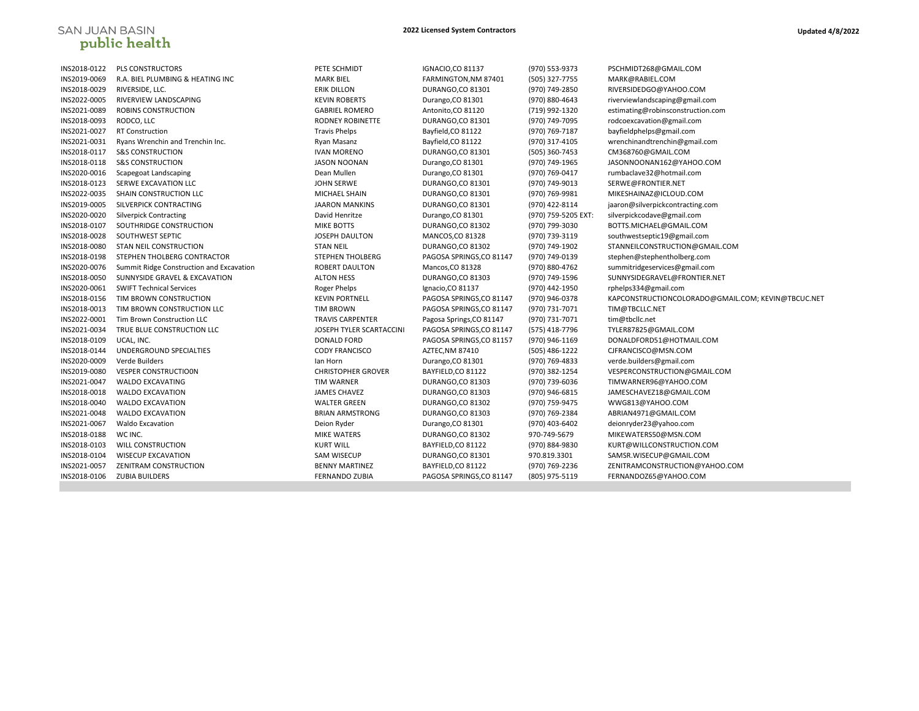| | | | | | |
|---|---|---|---|---|---|
| INS2018-0122 | PLS CONSTRUCTORS | PETE SCHMIDT | IGNACIO,CO 81137 | (970) 553-9373 | PSCHMIDT268@GMAIL.COM |
| INS2019-0069 | R.A. BIEL PLUMBING & HEATING INC | MARK BIEL | FARMINGTON,NM 87401 | (505) 327-7755 | MARK@RABIEL.COM |
| INS2018-0029 | RIVERSIDE, LLC. | ERIK DILLON | DURANGO,CO 81301 | (970) 749-2850 | RIVERSIDEDGO@YAHOO.COM |
| INS2022-0005 | RIVERVIEW LANDSCAPING | KEVIN ROBERTS | Durango,CO 81301 | (970) 880-4643 | riverviewlandscaping@gmail.com |
| INS2021-0089 | ROBINS CONSTRUCTION | GABRIEL ROMERO | Antonito,CO 81120 | (719) 992-1320 | estimating@robinsconstruction.com |
| INS2018-0093 | RODCO, LLC | RODNEY ROBINETTE | DURANGO,CO 81301 | (970) 749-7095 | rodcoexcavation@gmail.com |
| INS2021-0027 | RT Construction | Travis Phelps | Bayfield,CO 81122 | (970) 769-7187 | bayfieldphelps@gmail.com |
| INS2021-0031 | Ryans Wrenchin and Trenchin Inc. | Ryan Masanz | Bayfield,CO 81122 | (970) 317-4105 | wrenchinandtrenchin@gmail.com |
| INS2018-0117 | S&S CONSTRUCTION | IVAN MORENO | DURANGO,CO 81301 | (505) 360-7453 | CM368760@GMAIL.COM |
| INS2018-0118 | S&S CONSTRUCTION | JASON NOONAN | Durango,CO 81301 | (970) 749-1965 | JASONNOONAN162@YAHOO.COM |
| INS2020-0016 | Scapegoat Landscaping | Dean Mullen | Durango,CO 81301 | (970) 769-0417 | rumbaclave32@hotmail.com |
| INS2018-0123 | SERWE EXCAVATION LLC | JOHN SERWE | DURANGO,CO 81301 | (970) 749-9013 | SERWE@FRONTIER.NET |
| INS2022-0035 | SHAIN CONSTRUCTION LLC | MICHAEL SHAIN | DURANGO,CO 81301 | (970) 769-9981 | MIKESHAINAZ@ICLOUD.COM |
| INS2019-0005 | SILVERPICK CONTRACTING | JAARON MANKINS | DURANGO,CO 81301 | (970) 422-8114 | jaaron@silverpickcontracting.com |
| INS2020-0020 | Silverpick Contracting | David Henritze | Durango,CO 81301 | (970) 759-5205 EXT: | silverpickcodave@gmail.com |
| INS2018-0107 | SOUTHRIDGE CONSTRUCTION | MIKE BOTTS | DURANGO,CO 81302 | (970) 799-3030 | BOTTS.MICHAEL@GMAIL.COM |
| INS2018-0028 | SOUTHWEST SEPTIC | JOSEPH DAULTON | MANCOS,CO 81328 | (970) 739-3119 | southwestseptic19@gmail.com |
| INS2018-0080 | STAN NEIL CONSTRUCTION | STAN NEIL | DURANGO,CO 81302 | (970) 749-1902 | STANNEILCONSTRUCTION@GMAIL.COM |
| INS2018-0198 | STEPHEN THOLBERG CONTRACTOR | STEPHEN THOLBERG | PAGOSA SPRINGS,CO 81147 | (970) 749-0139 | stephen@stephentholberg.com |
| INS2020-0076 | Summit Ridge Construction and Excavation | ROBERT DAULTON | Mancos,CO 81328 | (970) 880-4762 | summitridgeservices@gmail.com |
| INS2018-0050 | SUNNYSIDE GRAVEL & EXCAVATION | ALTON HESS | DURANGO,CO 81303 | (970) 749-1596 | SUNNYSIDEGRAVEL@FRONTIER.NET |
| INS2020-0061 | SWIFT Technical Services | Roger Phelps | Ignacio,CO 81137 | (970) 442-1950 | rphelps334@gmail.com |
| INS2018-0156 | TIM BROWN CONSTRUCTION | KEVIN PORTNELL | PAGOSA SPRINGS,CO 81147 | (970) 946-0378 | KAPCONSTRUCTIONCOLORADO@GMAIL.COM; KEVIN@TBCUC.NET |
| INS2018-0013 | TIM BROWN CONSTRUCTION LLC | TIM BROWN | PAGOSA SPRINGS,CO 81147 | (970) 731-7071 | TIM@TBCLLC.NET |
| INS2022-0001 | Tim Brown Construction LLC | TRAVIS CARPENTER | Pagosa Springs,CO 81147 | (970) 731-7071 | tim@tbcllc.net |
| INS2021-0034 | TRUE BLUE CONSTRUCTION LLC | JOSEPH TYLER SCARTACCINI | PAGOSA SPRINGS,CO 81147 | (575) 418-7796 | TYLER87825@GMAIL.COM |
| INS2018-0109 | UCAL, INC. | DONALD FORD | PAGOSA SPRINGS,CO 81157 | (970) 946-1169 | DONALDFORD51@HOTMAIL.COM |
| INS2018-0144 | UNDERGROUND SPECIALTIES | CODY FRANCISCO | AZTEC,NM 87410 | (505) 486-1222 | CJFRANCISCO@MSN.COM |
| INS2020-0009 | Verde Builders | Ian Horn | Durango,CO 81301 | (970) 769-4833 | verde.builders@gmail.com |
| INS2019-0080 | VESPER CONSTRUCTIO0N | CHRISTOPHER GROVER | BAYFIELD,CO 81122 | (970) 382-1254 | VESPERCONSTRUCTION@GMAIL.COM |
| INS2021-0047 | WALDO EXCAVATING | TIM WARNER | DURANGO,CO 81303 | (970) 739-6036 | TIMWARNER96@YAHOO.COM |
| INS2018-0018 | WALDO EXCAVATION | JAMES CHAVEZ | DURANGO,CO 81303 | (970) 946-6815 | JAMESCHAVEZ18@GMAIL.COM |
| INS2018-0040 | WALDO EXCAVATION | WALTER GREEN | DURANGO,CO 81302 | (970) 759-9475 | WWG813@YAHOO.COM |
| INS2021-0048 | WALDO EXCAVATION | BRIAN ARMSTRONG | DURANGO,CO 81303 | (970) 769-2384 | ABRIAN4971@GMAIL.COM |
| INS2021-0067 | Waldo Excavation | Deion Ryder | Durango,CO 81301 | (970) 403-6402 | deionryder23@yahoo.com |
| INS2018-0188 | WC INC. | MIKE WATERS | DURANGO,CO 81302 | 970-749-5679 | MIKEWATERS50@MSN.COM |
| INS2018-0103 | WILL CONSTRUCTION | KURT WILL | BAYFIELD,CO 81122 | (970) 884-9830 | KURT@WILLCONSTRUCTION.COM |
| INS2018-0104 | WISECUP EXCAVATION | SAM WISECUP | DURANGO,CO 81301 | 970.819.3301 | SAMSR.WISECUP@GMAIL.COM |
| INS2021-0057 | ZENITRAM CONSTRUCTION | BENNY MARTINEZ | BAYFIELD,CO 81122 | (970) 769-2236 | ZENITRAMCONSTRUCTION@YAHOO.COM |
| INS2018-0106 | ZUBIA BUILDERS | FERNANDO ZUBIA | PAGOSA SPRINGS,CO 81147 | (805) 975-5119 | FERNANDOZ65@YAHOO.COM |